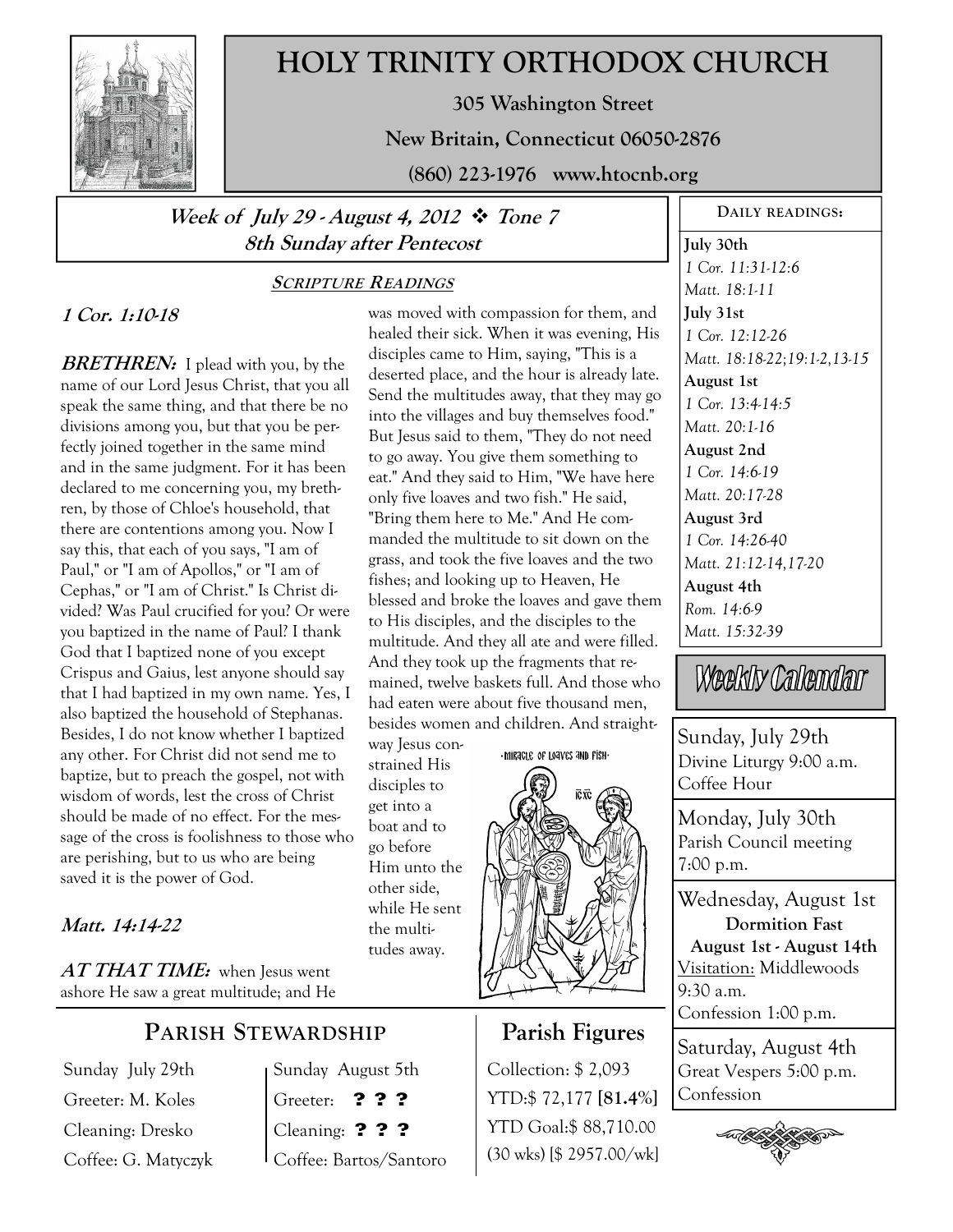# HOLY TRINITY ORTHODOX CHURCH

**305 Washington Street**

**New Britain, Connecticut 06050-2876**

**(860) 223-1976 www.htocnb.org**

## *Week of July 29 - August 4, 2012 ❖ Tone 7*
## *8th Sunday after Pentecost*

### SCRIPTURE READINGS

***1 Cor. 1:10-18***

***BRETHREN:*** I plead with you, by the name of our Lord Jesus Christ, that you all speak the same thing, and that there be no divisions among you, but that you be perfectly joined together in the same mind and in the same judgment. For it has been declared to me concerning you, my brethren, by those of Chloe's household, that there are contentions among you. Now I say this, that each of you says, "I am of Paul," or "I am of Apollos," or "I am of Cephas," or "I am of Christ." Is Christ divided? Was Paul crucified for you? Or were you baptized in the name of Paul? I thank God that I baptized none of you except Crispus and Gaius, lest anyone should say that I had baptized in my own name. Yes, I also baptized the household of Stephanas. Besides, I do not know whether I baptized any other. For Christ did not send me to baptize, but to preach the gospel, not with wisdom of words, lest the cross of Christ should be made of no effect. For the message of the cross is foolishness to those who are perishing, but to us who are being saved it is the power of God.

***Matt. 14:14-22***

***AT THAT TIME:*** when Jesus went ashore He saw a great multitude; and He was moved with compassion for them, and healed their sick. When it was evening, His disciples came to Him, saying, "This is a deserted place, and the hour is already late. Send the multitudes away, that they may go into the villages and buy themselves food." But Jesus said to them, "They do not need to go away. You give them something to eat." And they said to Him, "We have here only five loaves and two fish." He said, "Bring them here to Me." And He commanded the multitude to sit down on the grass, and took the five loaves and the two fishes; and looking up to Heaven, He blessed and broke the loaves and gave them to His disciples, and the disciples to the multitude. And they all ate and were filled. And they took up the fragments that remained, twelve baskets full. And those who had eaten were about five thousand men, besides women and children. And straightway Jesus constrained His disciples to get into a boat and to go before Him unto the other side, while He sent the multitudes away.

·MIRACLE OF LOAVES AND FISH·

### DAILY READINGS:

**July 30th**
*1 Cor. 11:31-12:6*
*Matt. 18:1-11*

**July 31st**
*1 Cor. 12:12-26*
*Matt. 18:18-22;19:1-2,13-15*

**August 1st**
*1 Cor. 13:4-14:5*
*Matt. 20:1-16*

**August 2nd**
*1 Cor. 14:6-19*
*Matt. 20:17-28*

**August 3rd**
*1 Cor. 14:26-40*
*Matt. 21:12-14,17-20*

**August 4th**
*Rom. 14:6-9*
*Matt. 15:32-39*

### Weekly Calendar

**Sunday, July 29th**
Divine Liturgy 9:00 a.m.
Coffee Hour

**Monday, July 30th**
Parish Council meeting
7:00 p.m.

**Wednesday, August 1st**
**Dormition Fast**
**August 1st - August 14th**
Visitation: Middlewoods
9:30 a.m.
Confession 1:00 p.m.

**Saturday, August 4th**
Great Vespers 5:00 p.m.
Confession

## PARISH STEWARDSHIP

| Sunday July 29th | Sunday August 5th |
|---|---|
| Greeter: M. Koles | Greeter: **? ? ?** |
| Cleaning: Dresko | Cleaning: **? ? ?** |
| Coffee: G. Matyczyk | Coffee: Bartos/Santoro |

## Parish Figures

Collection: $ 2,093
YTD:$ 72,177 **[81.4%]**
YTD Goal:$ 88,710.00
(30 wks) [$ 2957.00/wk]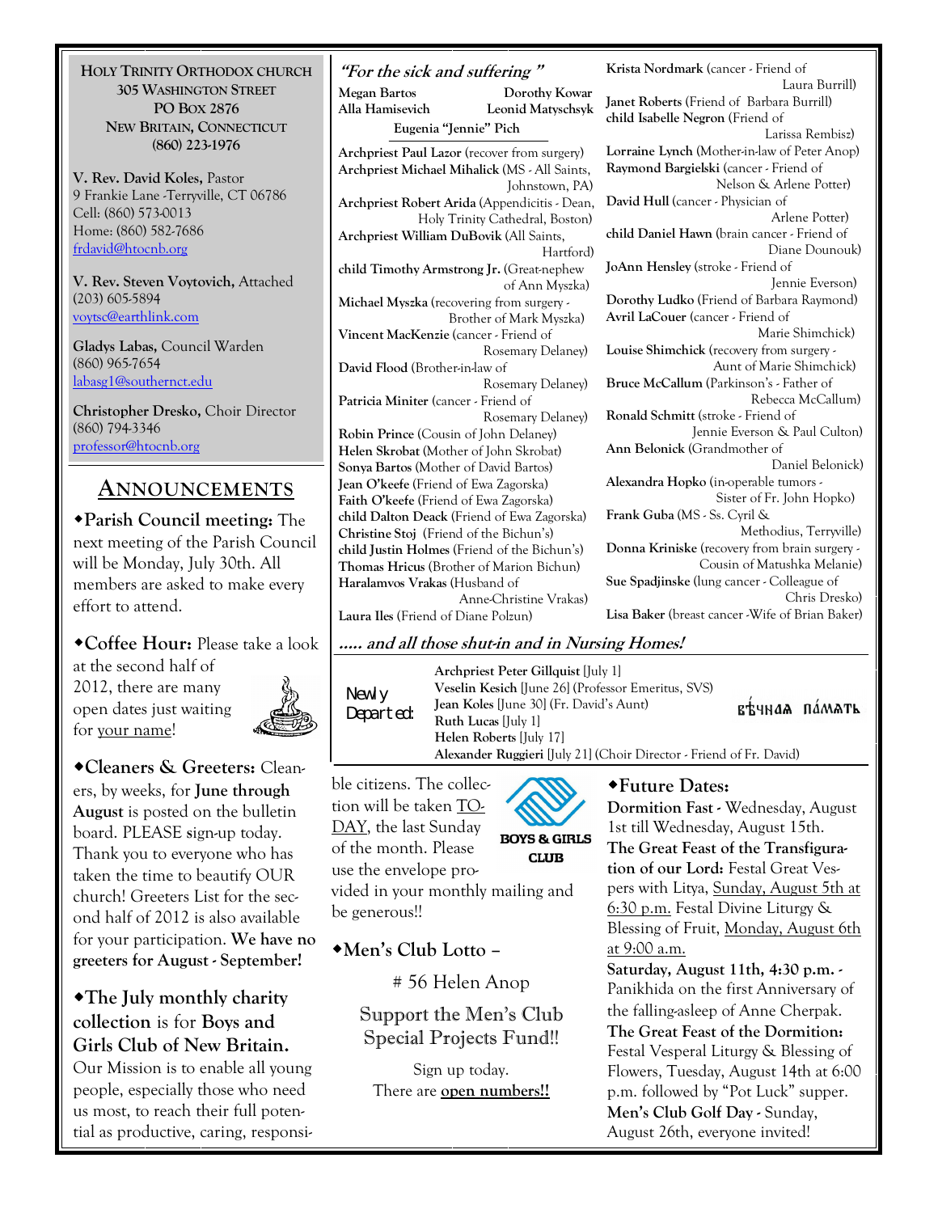**HOLY TRINITY ORTHODOX CHURCH**
**305 WASHINGTON STREET**
**PO BOX 2876**
**NEW BRITAIN, CONNECTICUT**
**(860) 223-1976**

**V. Rev. David Koles,** Pastor
9 Frankie Lane -Terryville, CT 06786
Cell: (860) 573-0013
Home: (860) 582-7686
frdavid@htocnb.org

**V. Rev. Steven Voytovich,** Attached
(203) 605-5894
voytsc@earthlink.com

**Gladys Labas,** Council Warden
(860) 965-7654
labasg1@southernct.edu

**Christopher Dresko,** Choir Director
(860) 794-3346
professor@htocnb.org

## ANNOUNCEMENTS

◆**Parish Council meeting:** The next meeting of the Parish Council will be Monday, July 30th. All members are asked to make every effort to attend.

◆**Coffee Hour:** Please take a look at the second half of 2012, there are many open dates just waiting for your name!

◆**Cleaners & Greeters:** Cleaners, by weeks, for **June through August** is posted on the bulletin board. PLEASE sign-up today. Thank you to everyone who has taken the time to beautify OUR church! Greeters List for the second half of 2012 is also available for your participation. **We have no greeters for August - September!**

◆**The July monthly charity collection** is for **Boys and Girls Club of New Britain.** Our Mission is to enable all young people, especially those who need us most, to reach their full potential as productive, caring, responsible citizens. The collection will be taken TODAY, the last Sunday of the month. Please use the envelope provided in your monthly mailing and be generous!!

BOYS & GIRLS CLUB

◆**Men's Club Lotto –**

# 56 Helen Anop

Support the Men's Club Special Projects Fund!!

Sign up today.
There are **open numbers!!**

### *"For the sick and suffering"*

**Megan Bartos**
**Dorothy Kowar**
**Alla Hamisevich**
**Leonid Matyschsyk**
**Eugenia "Jennie" Pich**

**Archpriest Paul Lazor** (recover from surgery)
**Archpriest Michael Mihalick** (MS - All Saints, Johnstown, PA)
**Archpriest Robert Arida** (Appendicitis - Dean, Holy Trinity Cathedral, Boston)
**Archpriest William DuBovik** (All Saints, Hartford)
**child Timothy Armstrong Jr.** (Great-nephew of Ann Myszka)
**Michael Myszka** (recovering from surgery - Brother of Mark Myszka)
**Vincent MacKenzie** (cancer - Friend of Rosemary Delaney)
**David Flood** (Brother-in-law of Rosemary Delaney)
**Patricia Miniter** (cancer - Friend of Rosemary Delaney)
**Robin Prince** (Cousin of John Delaney)
**Helen Skrobat** (Mother of John Skrobat)
**Sonya Bartos** (Mother of David Bartos)
**Jean O'keefe** (Friend of Ewa Zagorska)
**Faith O'keefe** (Friend of Ewa Zagorska)
**child Dalton Deack** (Friend of Ewa Zagorska)
**Christine Stoj** (Friend of the Bichun's)
**child Justin Holmes** (Friend of the Bichun's)
**Thomas Hricus** (Brother of Marion Bichun)
**Haralamvos Vrakas** (Husband of Anne-Christine Vrakas)
**Laura Iles** (Friend of Diane Polzun)
**Krista Nordmark** (cancer - Friend of Laura Burrill)
**Janet Roberts** (Friend of Barbara Burrill)
**child Isabelle Negron** (Friend of Larissa Rembisz)
**Lorraine Lynch** (Mother-in-law of Peter Anop)
**Raymond Bargielski** (cancer - Friend of Nelson & Arlene Potter)
**David Hull** (cancer - Physician of Arlene Potter)
**child Daniel Hawn** (brain cancer - Friend of Diane Dounouk)
**JoAnn Hensley** (stroke - Friend of Jennie Everson)
**Dorothy Ludko** (Friend of Barbara Raymond)
**Avril LaCouer** (cancer - Friend of Marie Shimchick)
**Louise Shimchick** (recovery from surgery - Aunt of Marie Shimchick)
**Bruce McCallum** (Parkinson's - Father of Rebecca McCallum)
**Ronald Schmitt** (stroke - Friend of Jennie Everson & Paul Culton)
**Ann Belonick** (Grandmother of Daniel Belonick)
**Alexandra Hopko** (in-operable tumors - Sister of Fr. John Hopko)
**Frank Guba** (MS - Ss. Cyril & Methodius, Terryville)
**Donna Kriniske** (recovery from brain surgery - Cousin of Matushka Melanie)
**Sue Spadjinske** (lung cancer - Colleague of Chris Dresko)
**Lisa Baker** (breast cancer -Wife of Brian Baker)

***..... and all those shut-in and in Nursing Homes!***

Newly Departed:

**Archpriest Peter Gillquist** [July 1]
**Veselin Kesich** [June 26] (Professor Emeritus, SVS)
**Jean Koles** [June 30] (Fr. David's Aunt)
**Ruth Lucas** [July 1]
**Helen Roberts** [July 17]
**Alexander Ruggieri** [July 21] (Choir Director - Friend of Fr. David)

вѣчная память

◆**Future Dates:**

**Dormition Fast -** Wednesday, August 1st till Wednesday, August 15th.

**The Great Feast of the Transfiguration of our Lord:** Festal Great Vespers with Litya, Sunday, August 5th at 6:30 p.m. Festal Divine Liturgy & Blessing of Fruit, Monday, August 6th at 9:00 a.m.

**Saturday, August 11th, 4:30 p.m. -** Panikhida on the first Anniversary of the falling-asleep of Anne Cherpak.

**The Great Feast of the Dormition:** Festal Vesperal Liturgy & Blessing of Flowers, Tuesday, August 14th at 6:00 p.m. followed by "Pot Luck" supper.

**Men's Club Golf Day -** Sunday, August 26th, everyone invited!